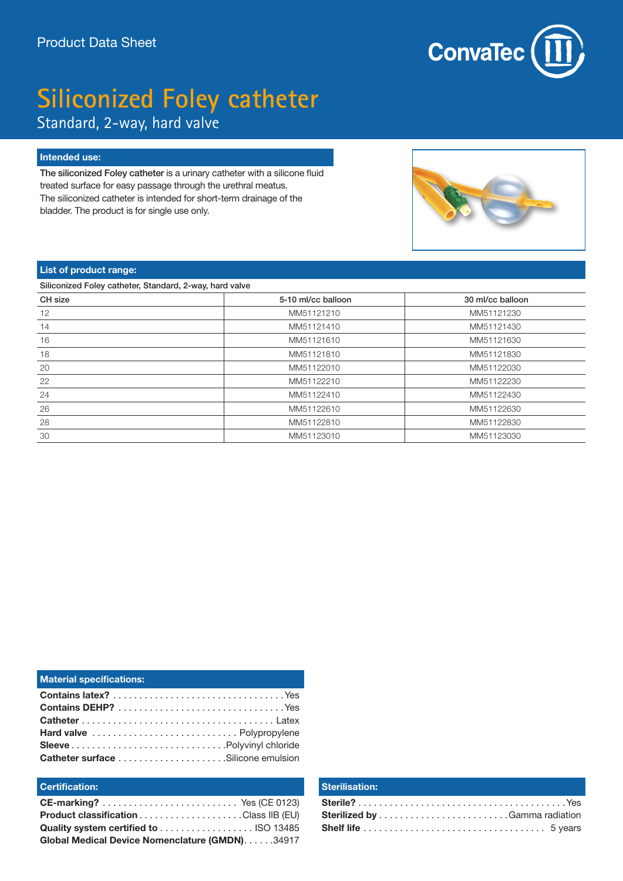Product Data Sheet

# Siliconized Foley catheter

## Standard, 2-way, hard valve

### Intended use:

**The siliconized Foley catheter** is a urinary catheter with a silicone fluid treated surface for easy passage through the urethral meatus.
The siliconized catheter is intended for short-term drainage of the bladder. The product is for single use only.

### List of product range:

Siliconized Foley catheter, Standard, 2-way, hard valve

| CH size | 5-10 ml/cc balloon | 30 ml/cc balloon |
|---|---|---|
| 12 | MM51121210 | MM51121230 |
| 14 | MM51121410 | MM51121430 |
| 16 | MM51121610 | MM51121630 |
| 18 | MM51121810 | MM51121830 |
| 20 | MM51122010 | MM51122030 |
| 22 | MM51122210 | MM51122230 |
| 24 | MM51122410 | MM51122430 |
| 26 | MM51122610 | MM51122630 |
| 28 | MM51122810 | MM51122830 |
| 30 | MM51123010 | MM51123030 |

### Material specifications:

**Contains latex?** .................................. Yes
**Contains DEHP?** .................................. Yes
**Catheter** .................................. Latex
**Hard valve** .................................. Polypropylene
**Sleeve** .................................. Polyvinyl chloride
**Catheter surface** .................................. Silicone emulsion

### Certification:

**CE-marking?** .................................. Yes (CE 0123)
**Product classification** .................................. Class IIB (EU)
**Quality system certified to** .................................. ISO 13485
**Global Medical Device Nomenclature (GMDN)** ...... 34917

### Sterilisation:

**Sterile?** .................................. Yes
**Sterilized by** .................................. Gamma radiation
**Shelf life** .................................. 5 years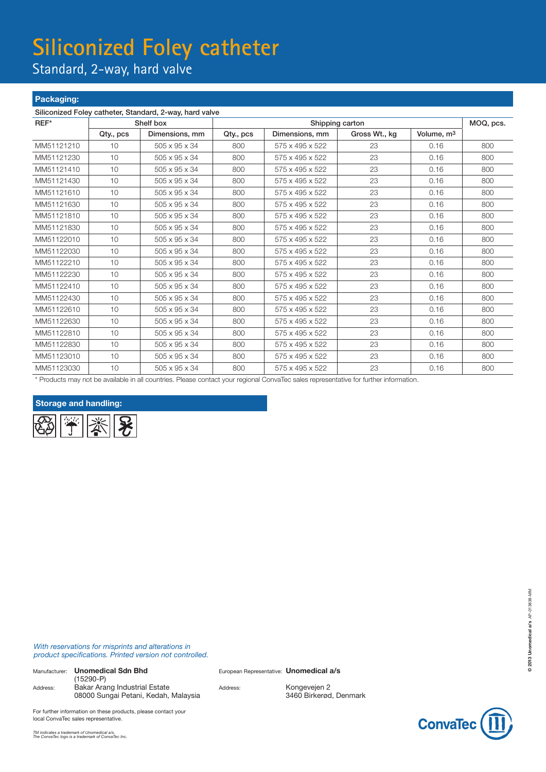# Siliconized Foley catheter

Standard, 2-way, hard valve

## Packaging:

Siliconized Foley catheter, Standard, 2-way, hard valve

| REF* | Shelf box | | Shipping carton | | | | MOQ, pcs. |
|---|---|---|---|---|---|---|---|
| | Qty., pcs | Dimensions, mm | Qty., pcs | Dimensions, mm | Gross Wt., kg | Volume, $m^3$ | |
| MM51121210 | 10 | 505 x 95 x 34 | 800 | 575 x 495 x 522 | 23 | 0.16 | 800 |
| MM51121230 | 10 | 505 x 95 x 34 | 800 | 575 x 495 x 522 | 23 | 0.16 | 800 |
| MM51121410 | 10 | 505 x 95 x 34 | 800 | 575 x 495 x 522 | 23 | 0.16 | 800 |
| MM51121430 | 10 | 505 x 95 x 34 | 800 | 575 x 495 x 522 | 23 | 0.16 | 800 |
| MM51121610 | 10 | 505 x 95 x 34 | 800 | 575 x 495 x 522 | 23 | 0.16 | 800 |
| MM51121630 | 10 | 505 x 95 x 34 | 800 | 575 x 495 x 522 | 23 | 0.16 | 800 |
| MM51121810 | 10 | 505 x 95 x 34 | 800 | 575 x 495 x 522 | 23 | 0.16 | 800 |
| MM51121830 | 10 | 505 x 95 x 34 | 800 | 575 x 495 x 522 | 23 | 0.16 | 800 |
| MM51122010 | 10 | 505 x 95 x 34 | 800 | 575 x 495 x 522 | 23 | 0.16 | 800 |
| MM51122030 | 10 | 505 x 95 x 34 | 800 | 575 x 495 x 522 | 23 | 0.16 | 800 |
| MM51122210 | 10 | 505 x 95 x 34 | 800 | 575 x 495 x 522 | 23 | 0.16 | 800 |
| MM51122230 | 10 | 505 x 95 x 34 | 800 | 575 x 495 x 522 | 23 | 0.16 | 800 |
| MM51122410 | 10 | 505 x 95 x 34 | 800 | 575 x 495 x 522 | 23 | 0.16 | 800 |
| MM51122430 | 10 | 505 x 95 x 34 | 800 | 575 x 495 x 522 | 23 | 0.16 | 800 |
| MM51122610 | 10 | 505 x 95 x 34 | 800 | 575 x 495 x 522 | 23 | 0.16 | 800 |
| MM51122630 | 10 | 505 x 95 x 34 | 800 | 575 x 495 x 522 | 23 | 0.16 | 800 |
| MM51122810 | 10 | 505 x 95 x 34 | 800 | 575 x 495 x 522 | 23 | 0.16 | 800 |
| MM51122830 | 10 | 505 x 95 x 34 | 800 | 575 x 495 x 522 | 23 | 0.16 | 800 |
| MM51123010 | 10 | 505 x 95 x 34 | 800 | 575 x 495 x 522 | 23 | 0.16 | 800 |
| MM51123030 | 10 | 505 x 95 x 34 | 800 | 575 x 495 x 522 | 23 | 0.16 | 800 |

* Products may not be available in all countries. Please contact your regional ConvaTec sales representative for further information.

## Storage and handling:

*With reservations for misprints and alterations in product specifications. Printed version not controlled.*

Manufacturer: **Unomedical Sdn Bhd**
(15290-P)
Address: Bakar Arang Industrial Estate
08000 Sungai Petani, Kedah, Malaysia

European Representative: **Unomedical a/s**
Address: Kongevejen 2
3460 Birkerød, Denmark

For further information on these products, please contact your local ConvaTec sales representative.

*TM indicates a trademark of Unomedical a/s.*
*The ConvaTec logo is a trademark of ConvaTec Inc.*

© 2013 Unomedical a/s AP-013838-MM

ConvaTec